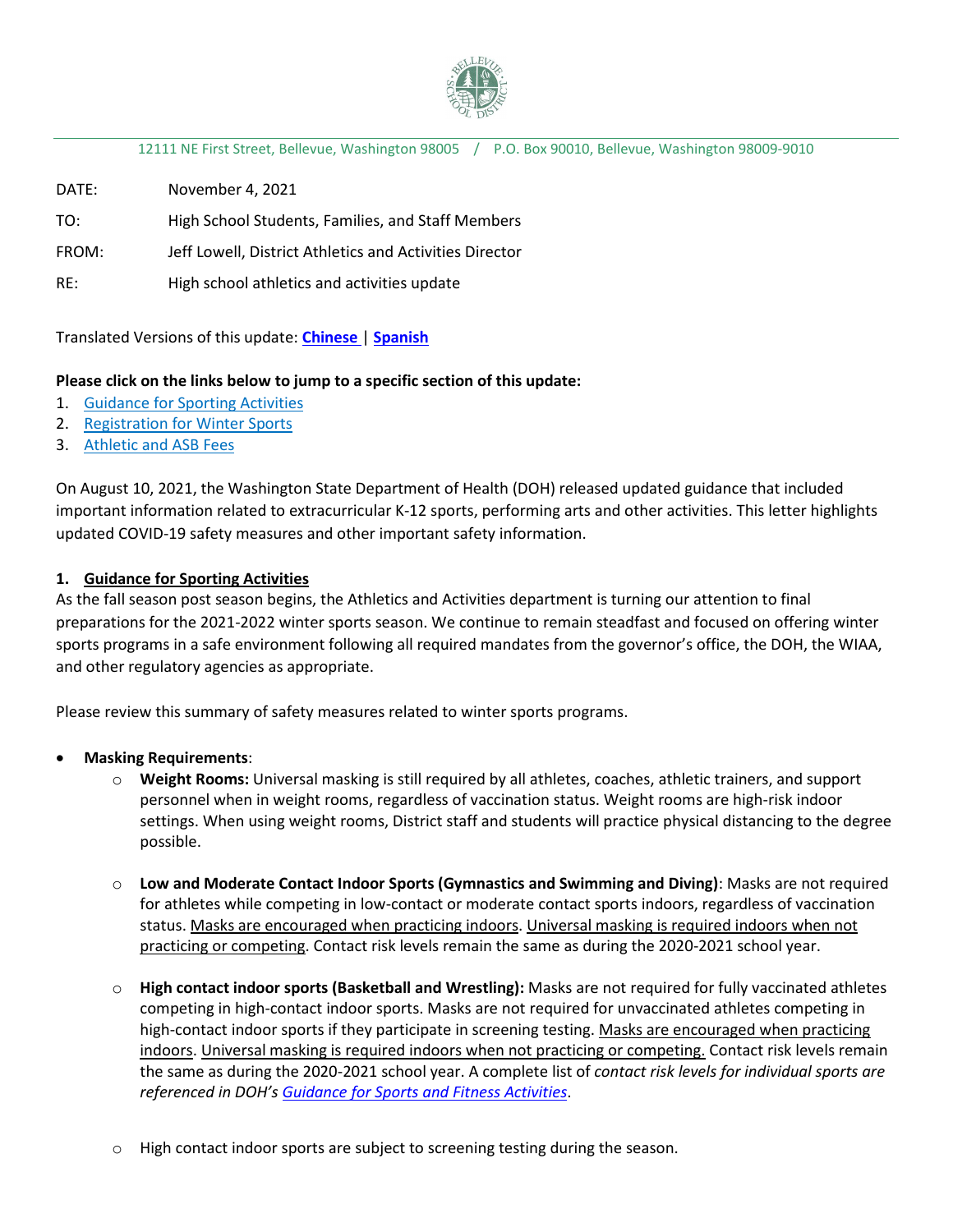12111 NE First Street, Bellevue, Washington 98005 / P.O. Box 90010, Bellevue, Washington 98009-9010

DATE: November 4, 2021

TO: High School Students, Families, and Staff Members

FROM: Jeff Lowell, District Athletics and Activities Director

RE: High school athletics and activities update

Translated Versions of this update: **Chinese** | **Spanish**

**Please click on the links below to jump to a specific section of this update:**

1. Guidance for Sporting Activities
2. Registration for Winter Sports
3. Athletic and ASB Fees

On August 10, 2021, the Washington State Department of Health (DOH) released updated guidance that included important information related to extracurricular K-12 sports, performing arts and other activities. This letter highlights updated COVID-19 safety measures and other important safety information.

## 1. Guidance for Sporting Activities

As the fall season post season begins, the Athletics and Activities department is turning our attention to final preparations for the 2021-2022 winter sports season. We continue to remain steadfast and focused on offering winter sports programs in a safe environment following all required mandates from the governor's office, the DOH, the WIAA, and other regulatory agencies as appropriate.

Please review this summary of safety measures related to winter sports programs.

- **Masking Requirements**:
  - **Weight Rooms:** Universal masking is still required by all athletes, coaches, athletic trainers, and support personnel when in weight rooms, regardless of vaccination status. Weight rooms are high-risk indoor settings. When using weight rooms, District staff and students will practice physical distancing to the degree possible.
  - **Low and Moderate Contact Indoor Sports (Gymnastics and Swimming and Diving)**: Masks are not required for athletes while competing in low-contact or moderate contact sports indoors, regardless of vaccination status. Masks are encouraged when practicing indoors. Universal masking is required indoors when not practicing or competing. Contact risk levels remain the same as during the 2020-2021 school year.
  - **High contact indoor sports (Basketball and Wrestling):** Masks are not required for fully vaccinated athletes competing in high-contact indoor sports. Masks are not required for unvaccinated athletes competing in high-contact indoor sports if they participate in screening testing. Masks are encouraged when practicing indoors. Universal masking is required indoors when not practicing or competing. Contact risk levels remain the same as during the 2020-2021 school year. A complete list of *contact risk levels for individual sports are referenced in DOH's Guidance for Sports and Fitness Activities*.
  - High contact indoor sports are subject to screening testing during the season.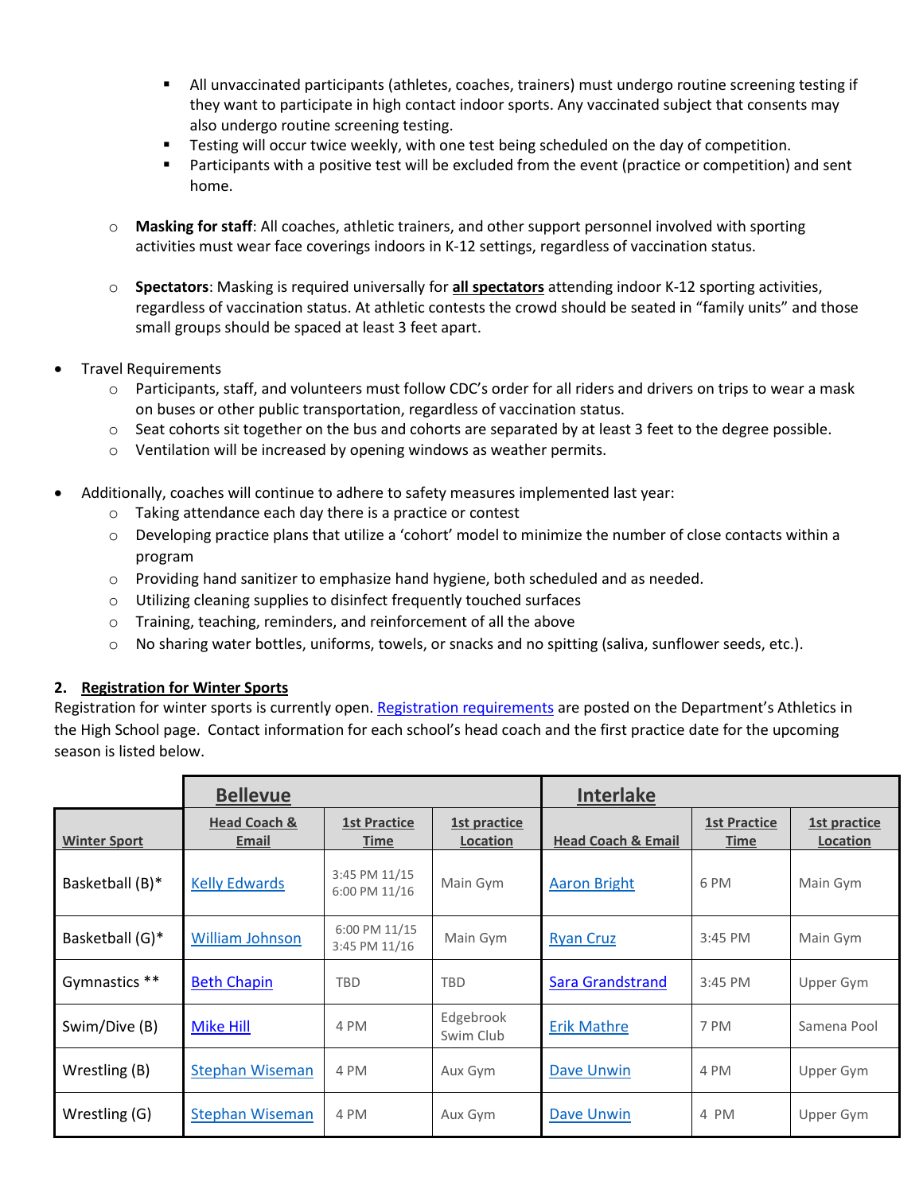- All unvaccinated participants (athletes, coaches, trainers) must undergo routine screening testing if they want to participate in high contact indoor sports. Any vaccinated subject that consents may also undergo routine screening testing.
      - Testing will occur twice weekly, with one test being scheduled on the day of competition.
      - Participants with a positive test will be excluded from the event (practice or competition) and sent home.

  - **Masking for staff**: All coaches, athletic trainers, and other support personnel involved with sporting activities must wear face coverings indoors in K-12 settings, regardless of vaccination status.

  - **Spectators**: Masking is required universally for **<u>all spectators</u>** attending indoor K-12 sporting activities, regardless of vaccination status. At athletic contests the crowd should be seated in "family units" and those small groups should be spaced at least 3 feet apart.

- Travel Requirements
  - Participants, staff, and volunteers must follow CDC's order for all riders and drivers on trips to wear a mask on buses or other public transportation, regardless of vaccination status.
  - Seat cohorts sit together on the bus and cohorts are separated by at least 3 feet to the degree possible.
  - Ventilation will be increased by opening windows as weather permits.

- Additionally, coaches will continue to adhere to safety measures implemented last year:
  - Taking attendance each day there is a practice or contest
  - Developing practice plans that utilize a 'cohort' model to minimize the number of close contacts within a program
  - Providing hand sanitizer to emphasize hand hygiene, both scheduled and as needed.
  - Utilizing cleaning supplies to disinfect frequently touched surfaces
  - Training, teaching, reminders, and reinforcement of all the above
  - No sharing water bottles, uniforms, towels, or snacks and no spitting (saliva, sunflower seeds, etc.).

### 2. Registration for Winter Sports

Registration for winter sports is currently open. Registration requirements are posted on the Department's Athletics in the High School page. Contact information for each school's head coach and the first practice date for the upcoming season is listed below.

| | Bellevue | | | Interlake | | |
|---|---|---|---|---|---|---|
| **Winter Sport** | **Head Coach & Email** | **1st Practice Time** | **1st practice Location** | **Head Coach & Email** | **1st Practice Time** | **1st practice Location** |
| Basketball (B)* | Kelly Edwards | 3:45 PM 11/15<br>6:00 PM 11/16 | Main Gym | Aaron Bright | 6 PM | Main Gym |
| Basketball (G)* | William Johnson | 6:00 PM 11/15<br>3:45 PM 11/16 | Main Gym | Ryan Cruz | 3:45 PM | Main Gym |
| Gymnastics ** | Beth Chapin | TBD | TBD | Sara Grandstrand | 3:45 PM | Upper Gym |
| Swim/Dive (B) | Mike Hill | 4 PM | Edgebrook Swim Club | Erik Mathre | 7 PM | Samena Pool |
| Wrestling (B) | Stephan Wiseman | 4 PM | Aux Gym | Dave Unwin | 4 PM | Upper Gym |
| Wrestling (G) | Stephan Wiseman | 4 PM | Aux Gym | Dave Unwin | 4 PM | Upper Gym |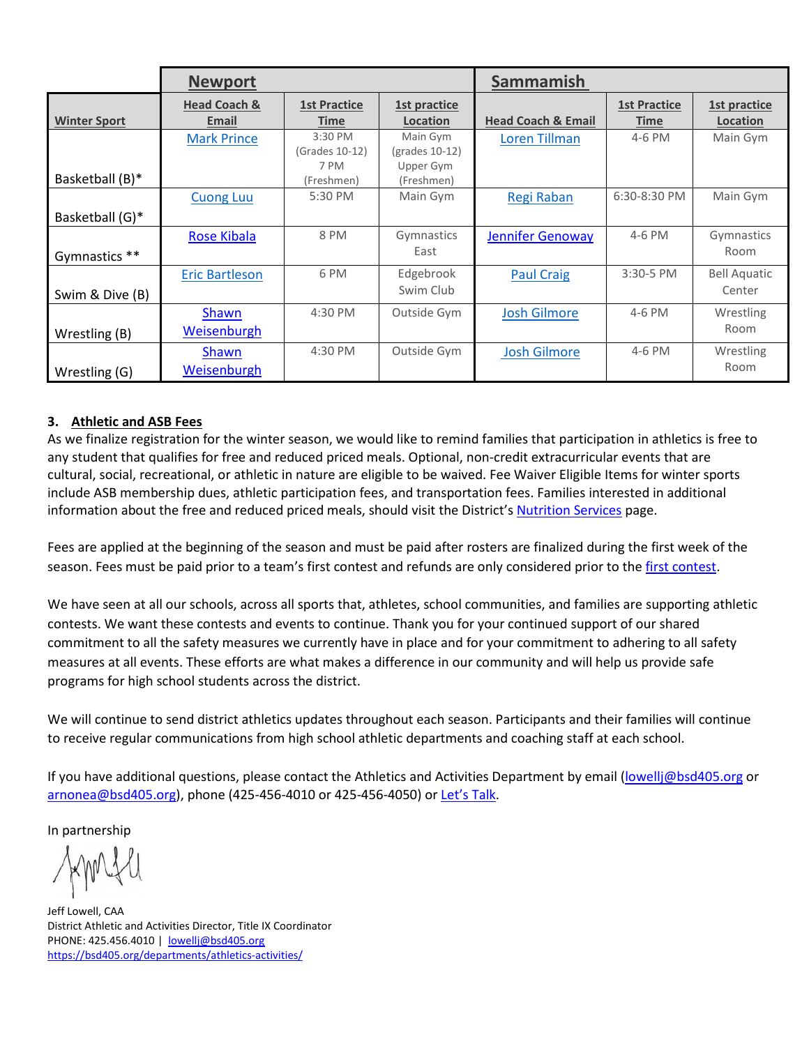| | Newport | | | Sammamish | | |
|---|---|---|---|---|---|---|
| Winter Sport | Head Coach & Email | 1st Practice Time | 1st practice Location | Head Coach & Email | 1st Practice Time | 1st practice Location |
| Basketball (B)* | Mark Prince | 3:30 PM (Grades 10-12) 7 PM (Freshmen) | Main Gym (grades 10-12) Upper Gym (Freshmen) | Loren Tillman | 4-6 PM | Main Gym |
| Basketball (G)* | Cuong Luu | 5:30 PM | Main Gym | Regi Raban | 6:30-8:30 PM | Main Gym |
| Gymnastics ** | Rose Kibala | 8 PM | Gymnastics East | Jennifer Genoway | 4-6 PM | Gymnastics Room |
| Swim & Dive (B) | Eric Bartleson | 6 PM | Edgebrook Swim Club | Paul Craig | 3:30-5 PM | Bell Aquatic Center |
| Wrestling (B) | Shawn Weisenburgh | 4:30 PM | Outside Gym | Josh Gilmore | 4-6 PM | Wrestling Room |
| Wrestling (G) | Shawn Weisenburgh | 4:30 PM | Outside Gym | Josh Gilmore | 4-6 PM | Wrestling Room |

### 3. Athletic and ASB Fees

As we finalize registration for the winter season, we would like to remind families that participation in athletics is free to any student that qualifies for free and reduced priced meals. Optional, non-credit extracurricular events that are cultural, social, recreational, or athletic in nature are eligible to be waived. Fee Waiver Eligible Items for winter sports include ASB membership dues, athletic participation fees, and transportation fees. Families interested in additional information about the free and reduced priced meals, should visit the District's Nutrition Services page.

Fees are applied at the beginning of the season and must be paid after rosters are finalized during the first week of the season. Fees must be paid prior to a team's first contest and refunds are only considered prior to the first contest.

We have seen at all our schools, across all sports that, athletes, school communities, and families are supporting athletic contests. We want these contests and events to continue. Thank you for your continued support of our shared commitment to all the safety measures we currently have in place and for your commitment to adhering to all safety measures at all events. These efforts are what makes a difference in our community and will help us provide safe programs for high school students across the district.

We will continue to send district athletics updates throughout each season. Participants and their families will continue to receive regular communications from high school athletic departments and coaching staff at each school.

If you have additional questions, please contact the Athletics and Activities Department by email (lowellj@bsd405.org or arnonea@bsd405.org), phone (425-456-4010 or 425-456-4050) or Let's Talk.

In partnership

Jeff Lowell, CAA
District Athletic and Activities Director, Title IX Coordinator
PHONE: 425.456.4010 | lowellj@bsd405.org
https://bsd405.org/departments/athletics-activities/